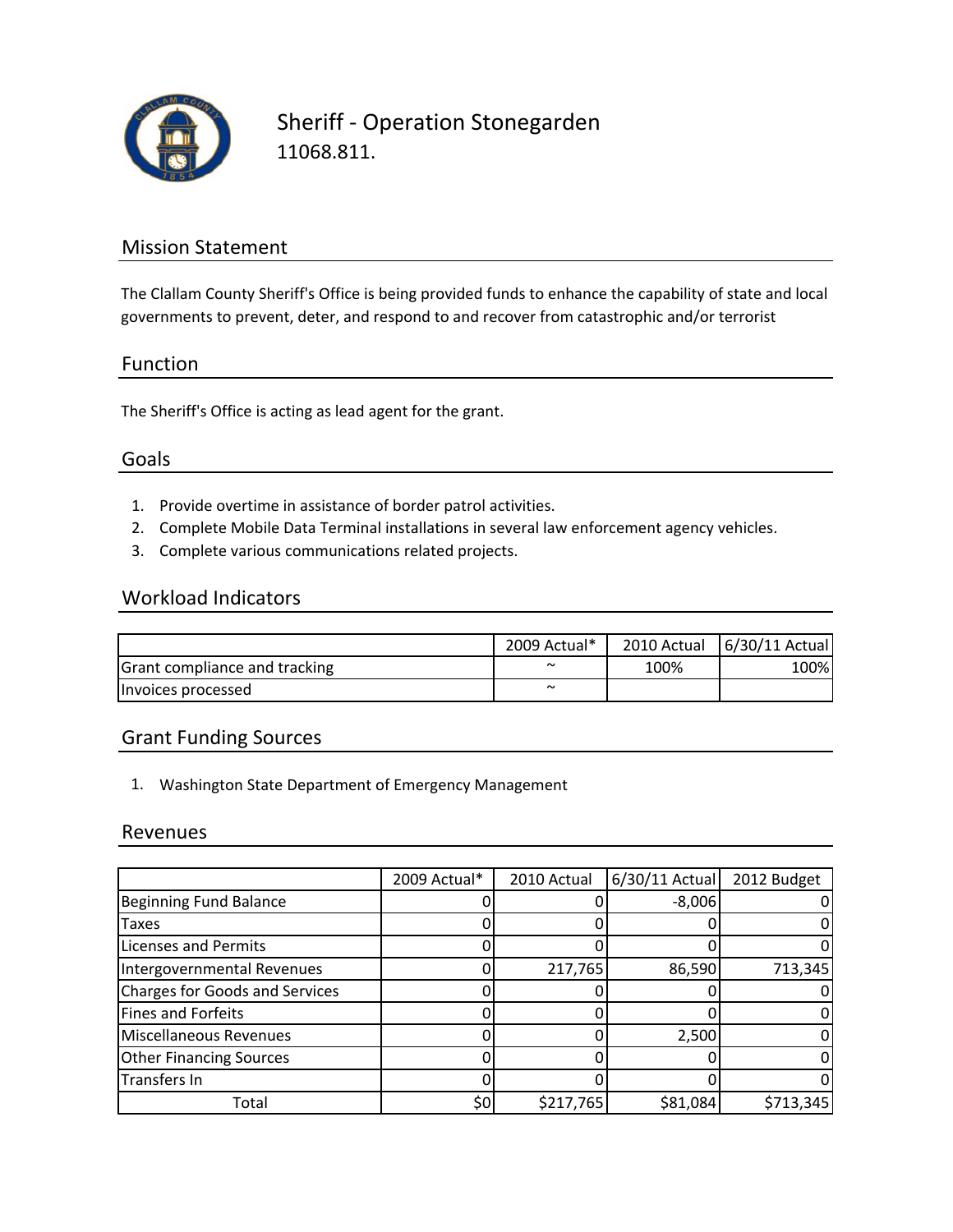# Sheriff - Operation Stonegarden

11068.811.

## Mission Statement

The Clallam County Sheriff's Office is being provided funds to enhance the capability of state and local governments to prevent, deter, and respond to and recover from catastrophic and/or terrorist

## Function

The Sheriff's Office is acting as lead agent for the grant.

## Goals

1. Provide overtime in assistance of border patrol activities.
2. Complete Mobile Data Terminal installations in several law enforcement agency vehicles.
3. Complete various communications related projects.

## Workload Indicators

| | 2009 Actual* | 2010 Actual | 6/30/11 Actual |
|---|---|---|---|
| Grant compliance and tracking | ~ | 100% | 100% |
| Invoices processed | ~ | | |

## Grant Funding Sources

1. Washington State Department of Emergency Management

## Revenues

| | 2009 Actual* | 2010 Actual | 6/30/11 Actual | 2012 Budget |
|---|---|---|---|---|
| Beginning Fund Balance | 0 | 0 | -8,006 | 0 |
| Taxes | 0 | 0 | 0 | 0 |
| Licenses and Permits | 0 | 0 | 0 | 0 |
| Intergovernmental Revenues | 0 | 217,765 | 86,590 | 713,345 |
| Charges for Goods and Services | 0 | 0 | 0 | 0 |
| Fines and Forfeits | 0 | 0 | 0 | 0 |
| Miscellaneous Revenues | 0 | 0 | 2,500 | 0 |
| Other Financing Sources | 0 | 0 | 0 | 0 |
| Transfers In | 0 | 0 | 0 | 0 |
| Total | $0 | $217,765 | $81,084 | $713,345 |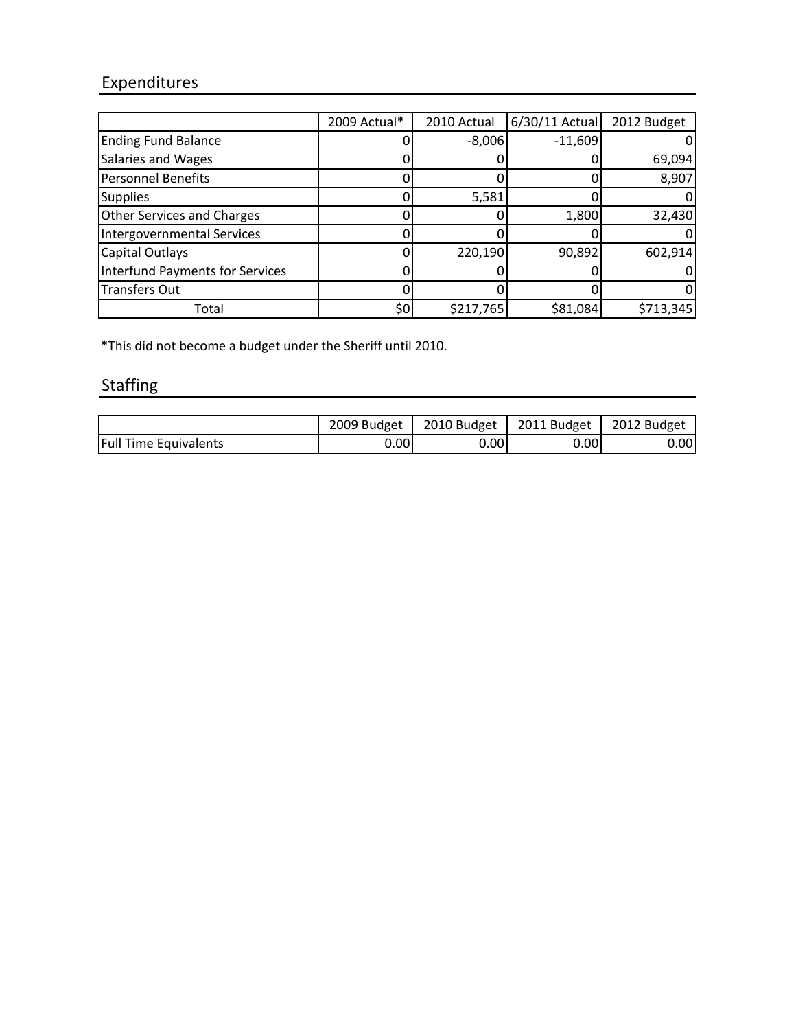## Expenditures

| | 2009 Actual* | 2010 Actual | 6/30/11 Actual | 2012 Budget |
|---|---|---|---|---|
| Ending Fund Balance | 0 | -8,006 | -11,609 | 0 |
| Salaries and Wages | 0 | 0 | 0 | 69,094 |
| Personnel Benefits | 0 | 0 | 0 | 8,907 |
| Supplies | 0 | 5,581 | 0 | 0 |
| Other Services and Charges | 0 | 0 | 1,800 | 32,430 |
| Intergovernmental Services | 0 | 0 | 0 | 0 |
| Capital Outlays | 0 | 220,190 | 90,892 | 602,914 |
| Interfund Payments for Services | 0 | 0 | 0 | 0 |
| Transfers Out | 0 | 0 | 0 | 0 |
| Total | $0 | $217,765 | $81,084 | $713,345 |

*This did not become a budget under the Sheriff until 2010.

## Staffing

| | 2009 Budget | 2010 Budget | 2011 Budget | 2012 Budget |
|---|---|---|---|---|
| Full Time Equivalents | 0.00 | 0.00 | 0.00 | 0.00 |